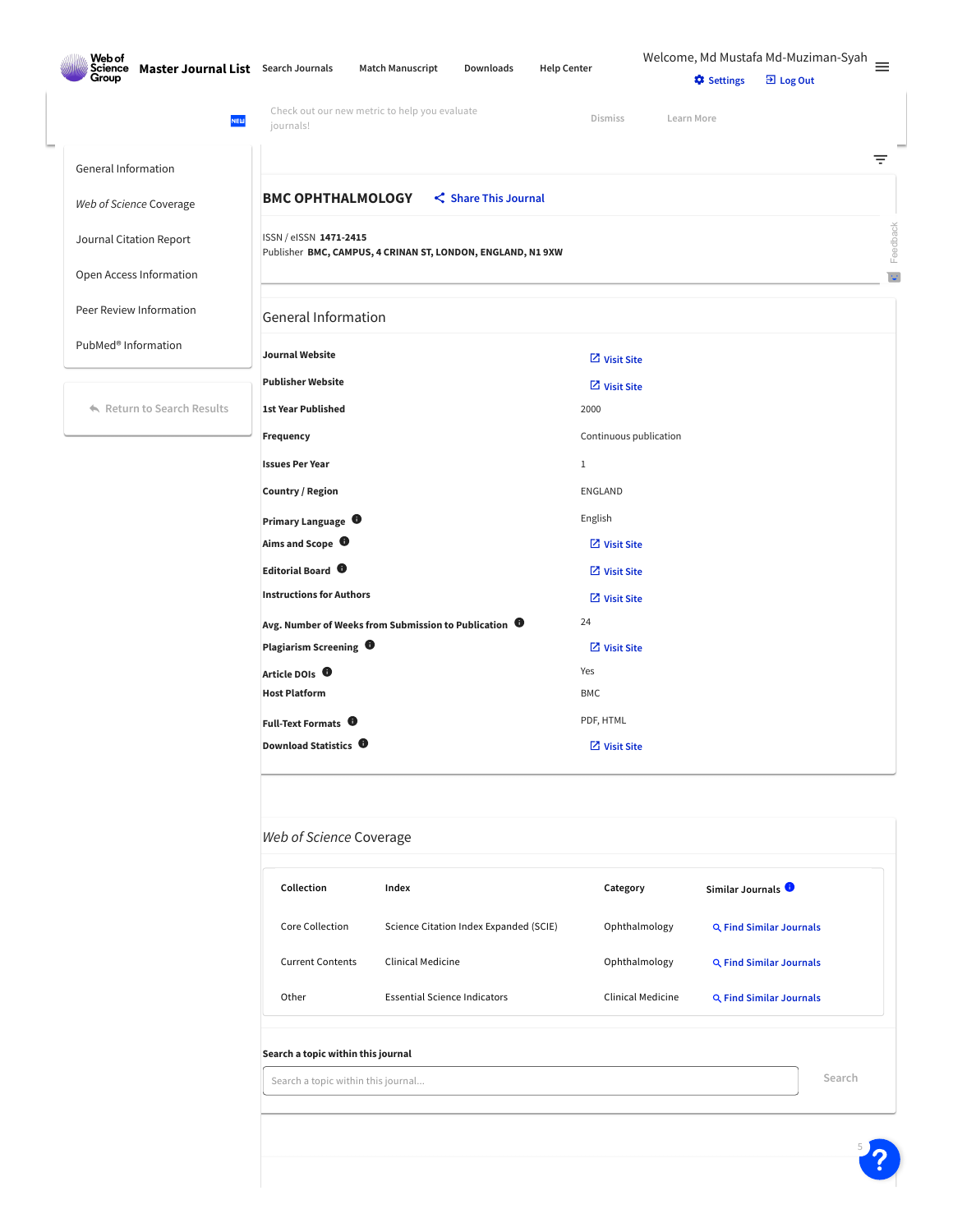Web of Science Group **Master Journal List** Search Journals Match Manuscript Downloads Help Center

Welcome, Md Mustafa Md-Muziman-Syah
Settings Log Out

NEW Check out our new metric to help you evaluate journals! Dismiss Learn More

- General Information
- *Web of Science* Coverage
- Journal Citation Report
- Open Access Information
- Peer Review Information
- PubMed® Information

Return to Search Results

# BMC OPHTHALMOLOGY

Share This Journal

ISSN / eISSN **1471-2415**
Publisher **BMC, CAMPUS, 4 CRINAN ST, LONDON, ENGLAND, N1 9XW**

## General Information

| | |
|---|---|
| **Journal Website** | Visit Site |
| **Publisher Website** | Visit Site |
| **1st Year Published** | 2000 |
| **Frequency** | Continuous publication |
| **Issues Per Year** | 1 |
| **Country / Region** | ENGLAND |
| **Primary Language** | English |
| **Aims and Scope** | Visit Site |
| **Editorial Board** | Visit Site |
| **Instructions for Authors** | Visit Site |
| **Avg. Number of Weeks from Submission to Publication** | 24 |
| **Plagiarism Screening** | Visit Site |
| **Article DOIs** | Yes |
| **Host Platform** | BMC |
| **Full-Text Formats** | PDF, HTML |
| **Download Statistics** | Visit Site |

## *Web of Science* Coverage

| Collection | Index | Category | Similar Journals |
|---|---|---|---|
| Core Collection | Science Citation Index Expanded (SCIE) | Ophthalmology | Find Similar Journals |
| Current Contents | Clinical Medicine | Ophthalmology | Find Similar Journals |
| Other | Essential Science Indicators | Clinical Medicine | Find Similar Journals |

**Search a topic within this journal**

Search a topic within this journal... Search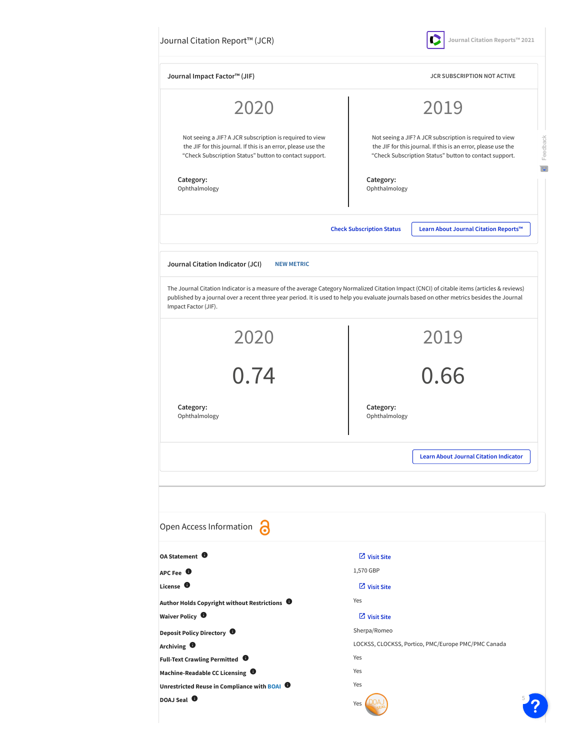## Journal Citation Report™ (JCR)

Journal Citation Reports™ 2021

### Journal Impact Factor™ (JIF)

JCR SUBSCRIPTION NOT ACTIVE

| 2020 | 2019 |
| --- | --- |
| Not seeing a JIF? A JCR subscription is required to view the JIF for this journal. If this is an error, please use the "Check Subscription Status" button to contact support. | Not seeing a JIF? A JCR subscription is required to view the JIF for this journal. If this is an error, please use the "Check Subscription Status" button to contact support. |
| **Category:** Ophthalmology | **Category:** Ophthalmology |

Check Subscription Status

Learn About Journal Citation Reports™

### Journal Citation Indicator (JCI)

NEW METRIC

The Journal Citation Indicator is a measure of the average Category Normalized Citation Impact (CNCI) of citable items (articles & reviews) published by a journal over a recent three year period. It is used to help you evaluate journals based on other metrics besides the Journal Impact Factor (JIF).

| 2020 | 2019 |
| --- | --- |
| 0.74 | 0.66 |
| **Category:** Ophthalmology | **Category:** Ophthalmology |

Learn About Journal Citation Indicator

## Open Access Information

| | |
| --- | --- |
| **OA Statement** | Visit Site |
| **APC Fee** | 1,570 GBP |
| **License** | Visit Site |
| **Author Holds Copyright without Restrictions** | Yes |
| **Waiver Policy** | Visit Site |
| **Deposit Policy Directory** | Sherpa/Romeo |
| **Archiving** | LOCKSS, CLOCKSS, Portico, PMC/Europe PMC/PMC Canada |
| **Full-Text Crawling Permitted** | Yes |
| **Machine-Readable CC Licensing** | Yes |
| **Unrestricted Reuse in Compliance with BOAI** | Yes |
| **DOAJ Seal** | Yes |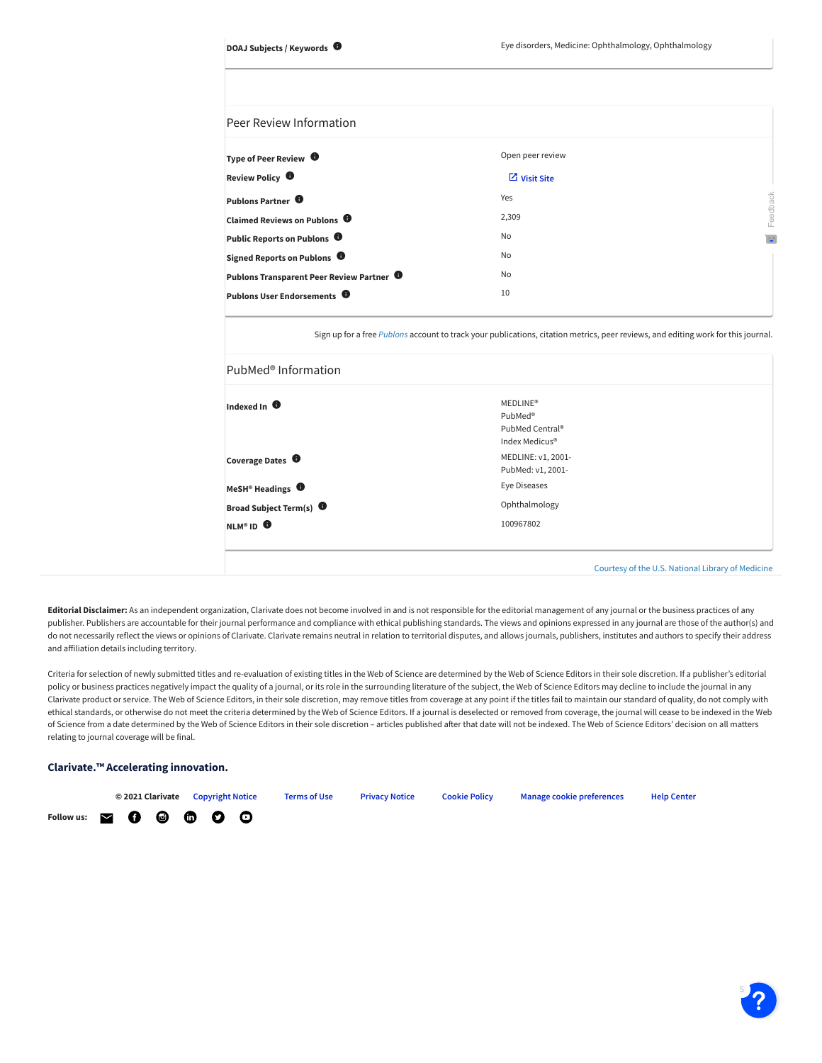| | |
|---|---|
| **DOAJ Subjects / Keywords** | Eye disorders, Medicine: Ophthalmology, Ophthalmology |

## Peer Review Information

| | |
|---|---|
| **Type of Peer Review** | Open peer review |
| **Review Policy** | Visit Site |
| **Publons Partner** | Yes |
| **Claimed Reviews on Publons** | 2,309 |
| **Public Reports on Publons** | No |
| **Signed Reports on Publons** | No |
| **Publons Transparent Peer Review Partner** | No |
| **Publons User Endorsements** | 10 |

Sign up for a free *Publons* account to track your publications, citation metrics, peer reviews, and editing work for this journal.

## PubMed® Information

| | |
|---|---|
| **Indexed In** | MEDLINE®<br>PubMed®<br>PubMed Central®<br>Index Medicus® |
| **Coverage Dates** | MEDLINE: v1, 2001-<br>PubMed: v1, 2001- |
| **MeSH® Headings** | Eye Diseases |
| **Broad Subject Term(s)** | Ophthalmology |
| **NLM® ID** | 100967802 |

Courtesy of the U.S. National Library of Medicine

**Editorial Disclaimer:** As an independent organization, Clarivate does not become involved in and is not responsible for the editorial management of any journal or the business practices of any publisher. Publishers are accountable for their journal performance and compliance with ethical publishing standards. The views and opinions expressed in any journal are those of the author(s) and do not necessarily reflect the views or opinions of Clarivate. Clarivate remains neutral in relation to territorial disputes, and allows journals, publishers, institutes and authors to specify their address and affiliation details including territory.

Criteria for selection of newly submitted titles and re-evaluation of existing titles in the Web of Science are determined by the Web of Science Editors in their sole discretion. If a publisher's editorial policy or business practices negatively impact the quality of a journal, or its role in the surrounding literature of the subject, the Web of Science Editors may decline to include the journal in any Clarivate product or service. The Web of Science Editors, in their sole discretion, may remove titles from coverage at any point if the titles fail to maintain our standard of quality, do not comply with ethical standards, or otherwise do not meet the criteria determined by the Web of Science Editors. If a journal is deselected or removed from coverage, the journal will cease to be indexed in the Web of Science from a date determined by the Web of Science Editors in their sole discretion – articles published after that date will not be indexed. The Web of Science Editors' decision on all matters relating to journal coverage will be final.

**Clarivate.™ Accelerating innovation.**

© 2021 Clarivate  Copyright Notice  Terms of Use  Privacy Notice  Cookie Policy  Manage cookie preferences  Help Center

**Follow us:**